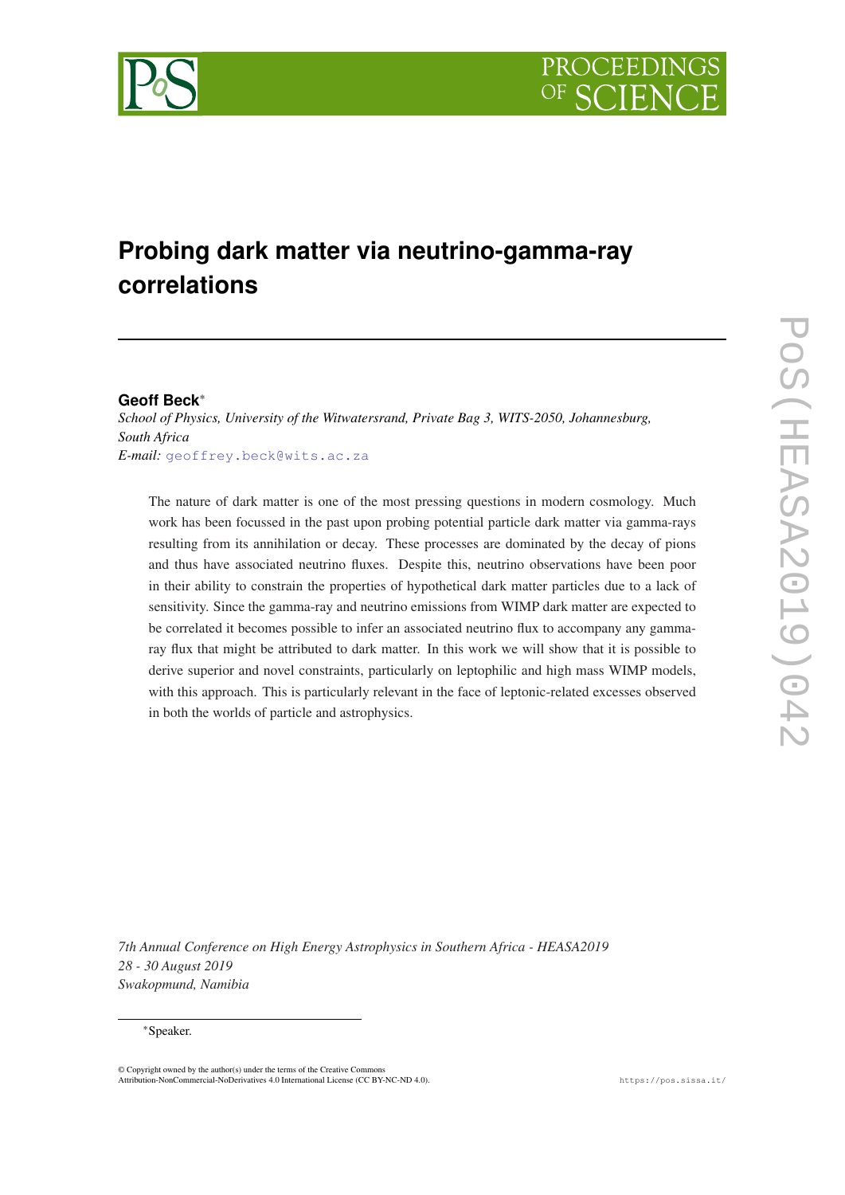# Probing dark matter via neutrino-gamma-ray correlations

**Geoff Beck**[*]

*School of Physics, University of the Witwatersrand, Private Bag 3, WITS-2050, Johannesburg, South Africa*

*E-mail:* geoffrey.beck@wits.ac.za

The nature of dark matter is one of the most pressing questions in modern cosmology. Much work has been focussed in the past upon probing potential particle dark matter via gamma-rays resulting from its annihilation or decay. These processes are dominated by the decay of pions and thus have associated neutrino fluxes. Despite this, neutrino observations have been poor in their ability to constrain the properties of hypothetical dark matter particles due to a lack of sensitivity. Since the gamma-ray and neutrino emissions from WIMP dark matter are expected to be correlated it becomes possible to infer an associated neutrino flux to accompany any gamma-ray flux that might be attributed to dark matter. In this work we will show that it is possible to derive superior and novel constraints, particularly on leptophilic and high mass WIMP models, with this approach. This is particularly relevant in the face of leptonic-related excesses observed in both the worlds of particle and astrophysics.

*7th Annual Conference on High Energy Astrophysics in Southern Africa - HEASA2019*
*28 - 30 August 2019*
*Swakopmund, Namibia*

[*]Speaker.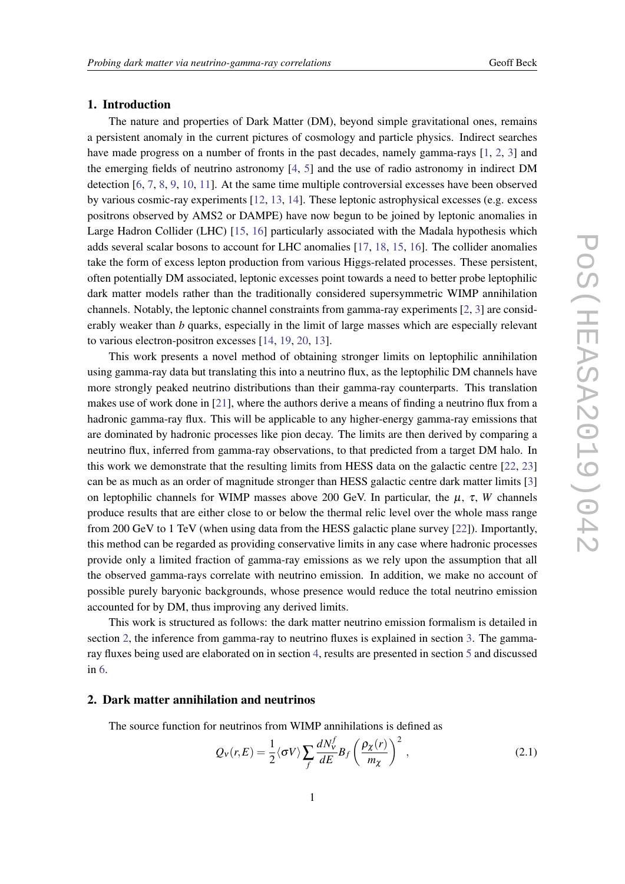## 1. Introduction

The nature and properties of Dark Matter (DM), beyond simple gravitational ones, remains a persistent anomaly in the current pictures of cosmology and particle physics. Indirect searches have made progress on a number of fronts in the past decades, namely gamma-rays [1, 2, 3] and the emerging fields of neutrino astronomy [4, 5] and the use of radio astronomy in indirect DM detection [6, 7, 8, 9, 10, 11]. At the same time multiple controversial excesses have been observed by various cosmic-ray experiments [12, 13, 14]. These leptonic astrophysical excesses (e.g. excess positrons observed by AMS2 or DAMPE) have now begun to be joined by leptonic anomalies in Large Hadron Collider (LHC) [15, 16] particularly associated with the Madala hypothesis which adds several scalar bosons to account for LHC anomalies [17, 18, 15, 16]. The collider anomalies take the form of excess lepton production from various Higgs-related processes. These persistent, often potentially DM associated, leptonic excesses point towards a need to better probe leptophilic dark matter models rather than the traditionally considered supersymmetric WIMP annihilation channels. Notably, the leptonic channel constraints from gamma-ray experiments [2, 3] are considerably weaker than $b$ quarks, especially in the limit of large masses which are especially relevant to various electron-positron excesses [14, 19, 20, 13].

This work presents a novel method of obtaining stronger limits on leptophilic annihilation using gamma-ray data but translating this into a neutrino flux, as the leptophilic DM channels have more strongly peaked neutrino distributions than their gamma-ray counterparts. This translation makes use of work done in [21], where the authors derive a means of finding a neutrino flux from a hadronic gamma-ray flux. This will be applicable to any higher-energy gamma-ray emissions that are dominated by hadronic processes like pion decay. The limits are then derived by comparing a neutrino flux, inferred from gamma-ray observations, to that predicted from a target DM halo. In this work we demonstrate that the resulting limits from HESS data on the galactic centre [22, 23] can be as much as an order of magnitude stronger than HESS galactic centre dark matter limits [3] on leptophilic channels for WIMP masses above 200 GeV. In particular, the $\mu$, $\tau$, $W$ channels produce results that are either close to or below the thermal relic level over the whole mass range from 200 GeV to 1 TeV (when using data from the HESS galactic plane survey [22]). Importantly, this method can be regarded as providing conservative limits in any case where hadronic processes provide only a limited fraction of gamma-ray emissions as we rely upon the assumption that all the observed gamma-rays correlate with neutrino emission. In addition, we make no account of possible purely baryonic backgrounds, whose presence would reduce the total neutrino emission accounted for by DM, thus improving any derived limits.

This work is structured as follows: the dark matter neutrino emission formalism is detailed in section 2, the inference from gamma-ray to neutrino fluxes is explained in section 3. The gamma-ray fluxes being used are elaborated on in section 4, results are presented in section 5 and discussed in 6.

## 2. Dark matter annihilation and neutrinos

The source function for neutrinos from WIMP annihilations is defined as

$$Q_\nu(r,E) = \frac{1}{2}\langle \sigma V \rangle \sum_f \frac{dN_\nu^f}{dE} B_f \left(\frac{\rho_\chi(r)}{m_\chi}\right)^2 , \tag{2.1}$$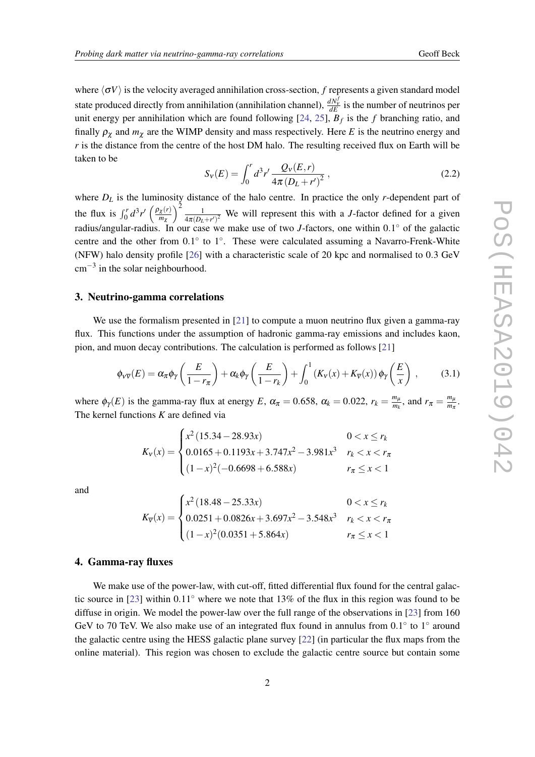where $\langle \sigma V \rangle$ is the velocity averaged annihilation cross-section, $f$ represents a given standard model state produced directly from annihilation (annihilation channel), $\frac{dN_\nu^f}{dE}$ is the number of neutrinos per unit energy per annihilation which are found following [24, 25], $B_f$ is the $f$ branching ratio, and finally $\rho_\chi$ and $m_\chi$ are the WIMP density and mass respectively. Here $E$ is the neutrino energy and $r$ is the distance from the centre of the host DM halo. The resulting received flux on Earth will be taken to be

$$S_\nu(E) = \int_0^r d^3r' \, \frac{Q_\nu(E,r)}{4\pi \left(D_L + r'\right)^2} \, , \tag{2.2}$$

where $D_L$ is the luminosity distance of the halo centre. In practice the only $r$-dependent part of the flux is $\int_0^r d^3r' \left(\frac{\rho_\chi(r)}{m_\chi}\right)^2 \frac{1}{4\pi (D_L + r')^2}$ We will represent this with a $J$-factor defined for a given radius/angular-radius. In our case we make use of two $J$-factors, one within $0.1^\circ$ of the galactic centre and the other from $0.1^\circ$ to $1^\circ$. These were calculated assuming a Navarro-Frenk-White (NFW) halo density profile [26] with a characteristic scale of 20 kpc and normalised to 0.3 GeV cm$^{-3}$ in the solar neighbourhood.

## 3. Neutrino-gamma correlations

We use the formalism presented in [21] to compute a muon neutrino flux given a gamma-ray flux. This functions under the assumption of hadronic gamma-ray emissions and includes kaon, pion, and muon decay contributions. The calculation is performed as follows [21]

$$\phi_{\nu\overline{\nu}}(E) = \alpha_\pi \phi_\gamma \left(\frac{E}{1-r_\pi}\right) + \alpha_k \phi_\gamma \left(\frac{E}{1-r_k}\right) + \int_0^1 \left(K_\nu(x) + K_{\overline{\nu}}(x)\right) \phi_\gamma \left(\frac{E}{x}\right) \, , \tag{3.1}$$

where $\phi_\gamma(E)$ is the gamma-ray flux at energy $E$, $\alpha_\pi = 0.658$, $\alpha_k = 0.022$, $r_k = \frac{m_\mu}{m_k}$, and $r_\pi = \frac{m_\mu}{m_\pi}$. The kernel functions $K$ are defined via

$$K_\nu(x) = \begin{cases} x^2\,(15.34 - 28.93x) & 0 < x \leq r_k \\ 0.0165 + 0.1193x + 3.747x^2 - 3.981x^3 & r_k < x < r_\pi \\ (1-x)^2(-0.6698 + 6.588x) & r_\pi \leq x < 1 \end{cases}$$

and

$$K_{\overline{\nu}}(x) = \begin{cases} x^2\,(18.48 - 25.33x) & 0 < x \leq r_k \\ 0.0251 + 0.0826x + 3.697x^2 - 3.548x^3 & r_k < x < r_\pi \\ (1-x)^2(0.0351 + 5.864x) & r_\pi \leq x < 1 \end{cases}$$

## 4. Gamma-ray fluxes

We make use of the power-law, with cut-off, fitted differential flux found for the central galactic source in [23] within $0.11^\circ$ where we note that 13% of the flux in this region was found to be diffuse in origin. We model the power-law over the full range of the observations in [23] from 160 GeV to 70 TeV. We also make use of an integrated flux found in annulus from $0.1^\circ$ to $1^\circ$ around the galactic centre using the HESS galactic plane survey [22] (in particular the flux maps from the online material). This region was chosen to exclude the galactic centre source but contain some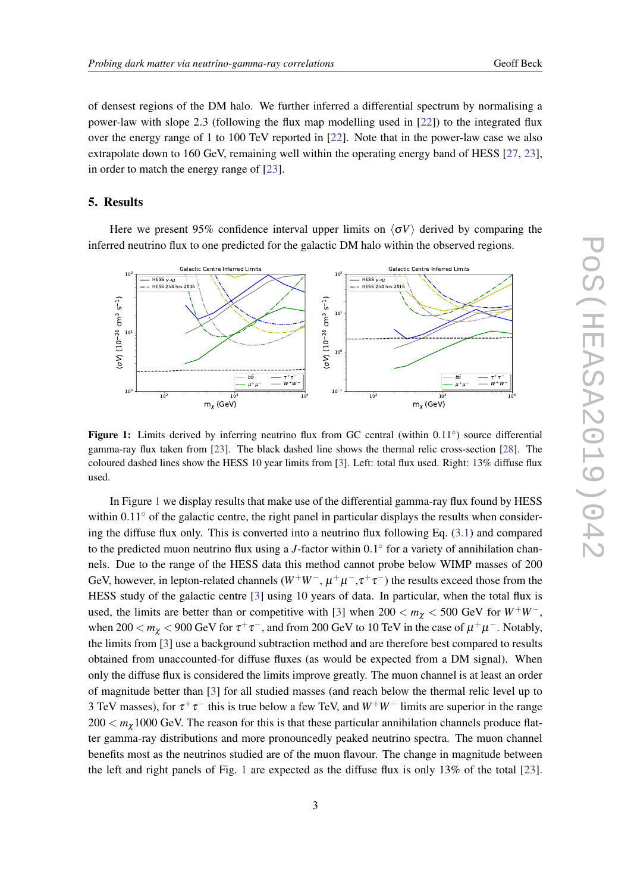of densest regions of the DM halo. We further inferred a differential spectrum by normalising a power-law with slope 2.3 (following the flux map modelling used in [22]) to the integrated flux over the energy range of 1 to 100 TeV reported in [22]. Note that in the power-law case we also extrapolate down to 160 GeV, remaining well within the operating energy band of HESS [27, 23], in order to match the energy range of [23].

## 5. Results

Here we present 95% confidence interval upper limits on $\langle \sigma V \rangle$ derived by comparing the inferred neutrino flux to one predicted for the galactic DM halo within the observed regions.

**Figure 1:** Limits derived by inferring neutrino flux from GC central (within 0.11°) source differential gamma-ray flux taken from [23]. The black dashed line shows the thermal relic cross-section [28]. The coloured dashed lines show the HESS 10 year limits from [3]. Left: total flux used. Right: 13% diffuse flux used.

In Figure 1 we display results that make use of the differential gamma-ray flux found by HESS within 0.11° of the galactic centre, the right panel in particular displays the results when considering the diffuse flux only. This is converted into a neutrino flux following Eq. (3.1) and compared to the predicted muon neutrino flux using a $J$-factor within 0.1° for a variety of annihilation channels. Due to the range of the HESS data this method cannot probe below WIMP masses of 200 GeV, however, in lepton-related channels ($W^+W^-$, $\mu^+\mu^-$,$\tau^+\tau^-$) the results exceed those from the HESS study of the galactic centre [3] using 10 years of data. In particular, when the total flux is used, the limits are better than or competitive with [3] when $200 < m_\chi < 500$ GeV for $W^+W^-$, when $200 < m_\chi < 900$ GeV for $\tau^+\tau^-$, and from 200 GeV to 10 TeV in the case of $\mu^+\mu^-$. Notably, the limits from [3] use a background subtraction method and are therefore best compared to results obtained from unaccounted-for diffuse fluxes (as would be expected from a DM signal). When only the diffuse flux is considered the limits improve greatly. The muon channel is at least an order of magnitude better than [3] for all studied masses (and reach below the thermal relic level up to 3 TeV masses), for $\tau^+\tau^-$ this is true below a few TeV, and $W^+W^-$ limits are superior in the range $200 < m_\chi 1000$ GeV. The reason for this is that these particular annihilation channels produce flatter gamma-ray distributions and more pronouncedly peaked neutrino spectra. The muon channel benefits most as the neutrinos studied are of the muon flavour. The change in magnitude between the left and right panels of Fig. 1 are expected as the diffuse flux is only 13% of the total [23].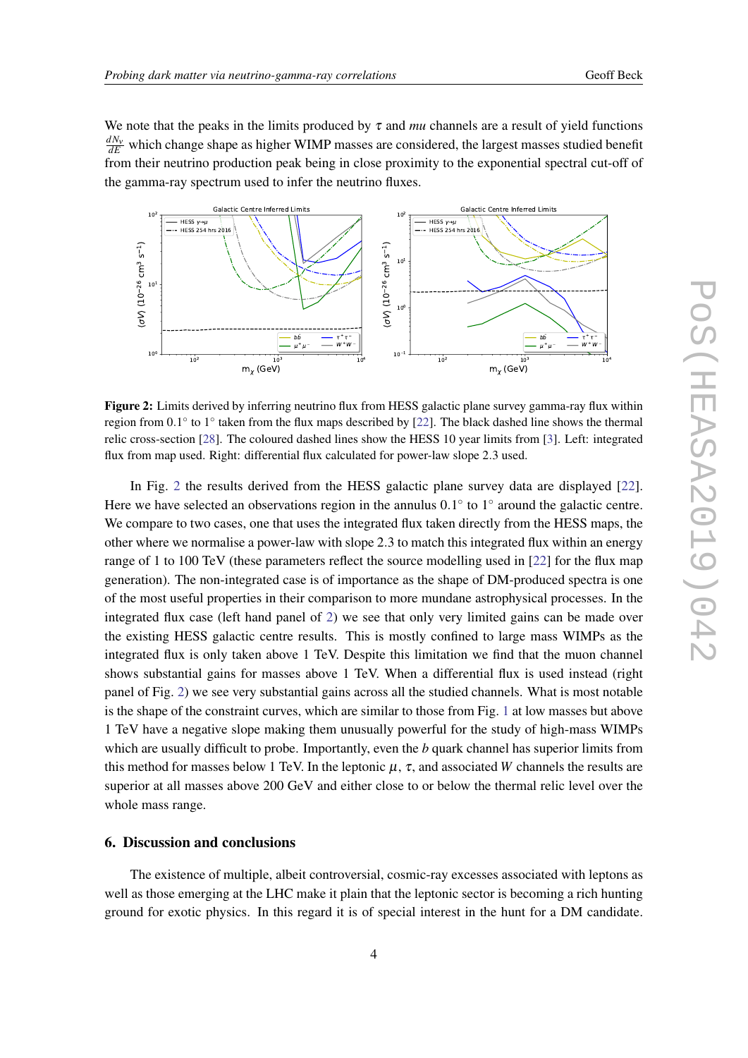We note that the peaks in the limits produced by $\tau$ and *mu* channels are a result of yield functions $\frac{dN_\nu}{dE}$ which change shape as higher WIMP masses are considered, the largest masses studied benefit from their neutrino production peak being in close proximity to the exponential spectral cut-off of the gamma-ray spectrum used to infer the neutrino fluxes.

**Figure 2:** Limits derived by inferring neutrino flux from HESS galactic plane survey gamma-ray flux within region from 0.1° to 1° taken from the flux maps described by [22]. The black dashed line shows the thermal relic cross-section [28]. The coloured dashed lines show the HESS 10 year limits from [3]. Left: integrated flux from map used. Right: differential flux calculated for power-law slope 2.3 used.

In Fig. 2 the results derived from the HESS galactic plane survey data are displayed [22]. Here we have selected an observations region in the annulus 0.1° to 1° around the galactic centre. We compare to two cases, one that uses the integrated flux taken directly from the HESS maps, the other where we normalise a power-law with slope 2.3 to match this integrated flux within an energy range of 1 to 100 TeV (these parameters reflect the source modelling used in [22] for the flux map generation). The non-integrated case is of importance as the shape of DM-produced spectra is one of the most useful properties in their comparison to more mundane astrophysical processes. In the integrated flux case (left hand panel of 2) we see that only very limited gains can be made over the existing HESS galactic centre results. This is mostly confined to large mass WIMPs as the integrated flux is only taken above 1 TeV. Despite this limitation we find that the muon channel shows substantial gains for masses above 1 TeV. When a differential flux is used instead (right panel of Fig. 2) we see very substantial gains across all the studied channels. What is most notable is the shape of the constraint curves, which are similar to those from Fig. 1 at low masses but above 1 TeV have a negative slope making them unusually powerful for the study of high-mass WIMPs which are usually difficult to probe. Importantly, even the $b$ quark channel has superior limits from this method for masses below 1 TeV. In the leptonic $\mu$, $\tau$, and associated $W$ channels the results are superior at all masses above 200 GeV and either close to or below the thermal relic level over the whole mass range.

## 6. Discussion and conclusions

The existence of multiple, albeit controversial, cosmic-ray excesses associated with leptons as well as those emerging at the LHC make it plain that the leptonic sector is becoming a rich hunting ground for exotic physics. In this regard it is of special interest in the hunt for a DM candidate.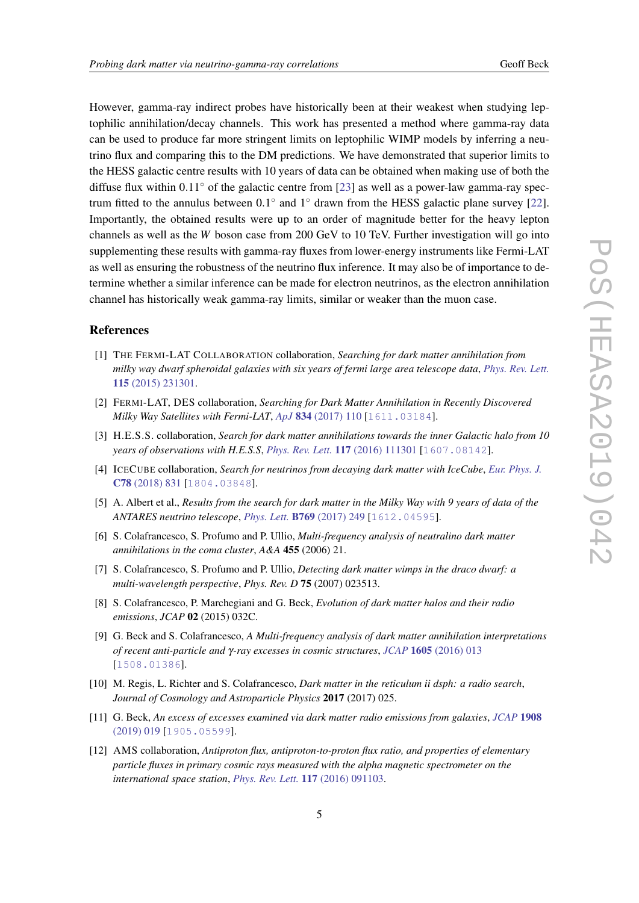However, gamma-ray indirect probes have historically been at their weakest when studying leptophilic annihilation/decay channels. This work has presented a method where gamma-ray data can be used to produce far more stringent limits on leptophilic WIMP models by inferring a neutrino flux and comparing this to the DM predictions. We have demonstrated that superior limits to the HESS galactic centre results with 10 years of data can be obtained when making use of both the diffuse flux within $0.11^\circ$ of the galactic centre from [23] as well as a power-law gamma-ray spectrum fitted to the annulus between $0.1^\circ$ and $1^\circ$ drawn from the HESS galactic plane survey [22]. Importantly, the obtained results were up to an order of magnitude better for the heavy lepton channels as well as the $W$ boson case from 200 GeV to 10 TeV. Further investigation will go into supplementing these results with gamma-ray fluxes from lower-energy instruments like Fermi-LAT as well as ensuring the robustness of the neutrino flux inference. It may also be of importance to determine whether a similar inference can be made for electron neutrinos, as the electron annihilation channel has historically weak gamma-ray limits, similar or weaker than the muon case.

## References

[1] The Fermi-LAT Collaboration collaboration, *Searching for dark matter annihilation from milky way dwarf spheroidal galaxies with six years of fermi large area telescope data*, *Phys. Rev. Lett.* **115** (2015) 231301.

[2] Fermi-LAT, DES collaboration, *Searching for Dark Matter Annihilation in Recently Discovered Milky Way Satellites with Fermi-LAT*, *ApJ* **834** (2017) 110 [1611.03184].

[3] H.E.S.S. collaboration, *Search for dark matter annihilations towards the inner Galactic halo from 10 years of observations with H.E.S.S*, *Phys. Rev. Lett.* **117** (2016) 111301 [1607.08142].

[4] IceCube collaboration, *Search for neutrinos from decaying dark matter with IceCube*, *Eur. Phys. J.* **C78** (2018) 831 [1804.03848].

[5] A. Albert et al., *Results from the search for dark matter in the Milky Way with 9 years of data of the ANTARES neutrino telescope*, *Phys. Lett.* **B769** (2017) 249 [1612.04595].

[6] S. Colafrancesco, S. Profumo and P. Ullio, *Multi-frequency analysis of neutralino dark matter annihilations in the coma cluster*, *A&A* **455** (2006) 21.

[7] S. Colafrancesco, S. Profumo and P. Ullio, *Detecting dark matter wimps in the draco dwarf: a multi-wavelength perspective*, *Phys. Rev. D* **75** (2007) 023513.

[8] S. Colafrancesco, P. Marchegiani and G. Beck, *Evolution of dark matter halos and their radio emissions*, *JCAP* **02** (2015) 032C.

[9] G. Beck and S. Colafrancesco, *A Multi-frequency analysis of dark matter annihilation interpretations of recent anti-particle and γ-ray excesses in cosmic structures*, *JCAP* **1605** (2016) 013 [1508.01386].

[10] M. Regis, L. Richter and S. Colafrancesco, *Dark matter in the reticulum ii dsph: a radio search*, *Journal of Cosmology and Astroparticle Physics* **2017** (2017) 025.

[11] G. Beck, *An excess of excesses examined via dark matter radio emissions from galaxies*, *JCAP* **1908** (2019) 019 [1905.05599].

[12] AMS collaboration, *Antiproton flux, antiproton-to-proton flux ratio, and properties of elementary particle fluxes in primary cosmic rays measured with the alpha magnetic spectrometer on the international space station*, *Phys. Rev. Lett.* **117** (2016) 091103.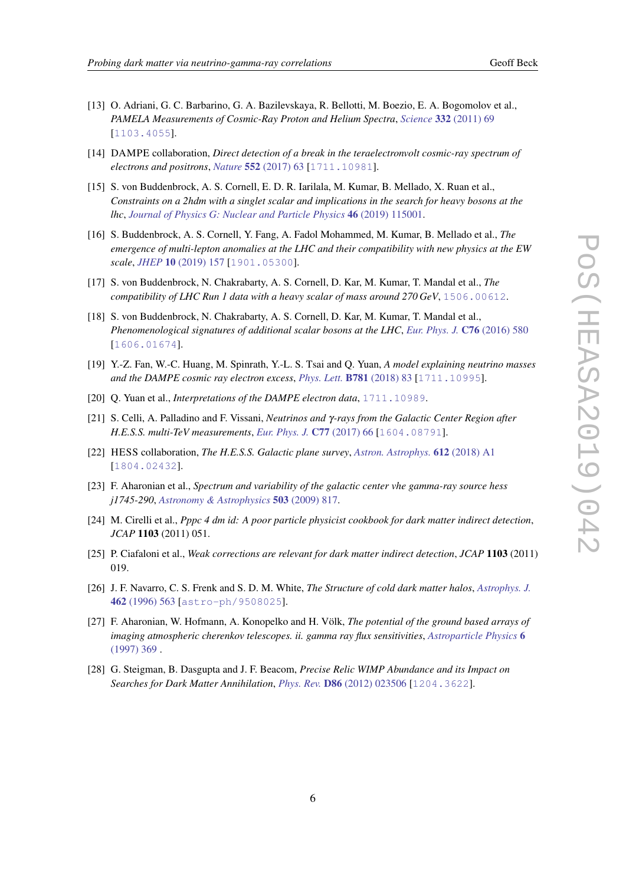[13] O. Adriani, G. C. Barbarino, G. A. Bazilevskaya, R. Bellotti, M. Boezio, E. A. Bogomolov et al., *PAMELA Measurements of Cosmic-Ray Proton and Helium Spectra*, Science **332** (2011) 69 [1103.4055].

[14] DAMPE collaboration, *Direct detection of a break in the teraelectronvolt cosmic-ray spectrum of electrons and positrons*, Nature **552** (2017) 63 [1711.10981].

[15] S. von Buddenbrock, A. S. Cornell, E. D. R. Iarilala, M. Kumar, B. Mellado, X. Ruan et al., *Constraints on a 2hdm with a singlet scalar and implications in the search for heavy bosons at the lhc*, Journal of Physics G: Nuclear and Particle Physics **46** (2019) 115001.

[16] S. Buddenbrock, A. S. Cornell, Y. Fang, A. Fadol Mohammed, M. Kumar, B. Mellado et al., *The emergence of multi-lepton anomalies at the LHC and their compatibility with new physics at the EW scale*, JHEP **10** (2019) 157 [1901.05300].

[17] S. von Buddenbrock, N. Chakrabarty, A. S. Cornell, D. Kar, M. Kumar, T. Mandal et al., *The compatibility of LHC Run 1 data with a heavy scalar of mass around 270 GeV*, 1506.00612.

[18] S. von Buddenbrock, N. Chakrabarty, A. S. Cornell, D. Kar, M. Kumar, T. Mandal et al., *Phenomenological signatures of additional scalar bosons at the LHC*, Eur. Phys. J. **C76** (2016) 580 [1606.01674].

[19] Y.-Z. Fan, W.-C. Huang, M. Spinrath, Y.-L. S. Tsai and Q. Yuan, *A model explaining neutrino masses and the DAMPE cosmic ray electron excess*, Phys. Lett. **B781** (2018) 83 [1711.10995].

[20] Q. Yuan et al., *Interpretations of the DAMPE electron data*, 1711.10989.

[21] S. Celli, A. Palladino and F. Vissani, *Neutrinos and $\gamma$-rays from the Galactic Center Region after H.E.S.S. multi-TeV measurements*, Eur. Phys. J. **C77** (2017) 66 [1604.08791].

[22] HESS collaboration, *The H.E.S.S. Galactic plane survey*, Astron. Astrophys. **612** (2018) A1 [1804.02432].

[23] F. Aharonian et al., *Spectrum and variability of the galactic center vhe gamma-ray source hess j1745-290*, Astronomy & Astrophysics **503** (2009) 817.

[24] M. Cirelli et al., *Pppc 4 dm id: A poor particle physicist cookbook for dark matter indirect detection*, *JCAP* **1103** (2011) 051.

[25] P. Ciafaloni et al., *Weak corrections are relevant for dark matter indirect detection*, *JCAP* **1103** (2011) 019.

[26] J. F. Navarro, C. S. Frenk and S. D. M. White, *The Structure of cold dark matter halos*, Astrophys. J. **462** (1996) 563 [astro-ph/9508025].

[27] F. Aharonian, W. Hofmann, A. Konopelko and H. Völk, *The potential of the ground based arrays of imaging atmospheric cherenkov telescopes. ii. gamma ray flux sensitivities*, Astroparticle Physics **6** (1997) 369 .

[28] G. Steigman, B. Dasgupta and J. F. Beacom, *Precise Relic WIMP Abundance and its Impact on Searches for Dark Matter Annihilation*, Phys. Rev. **D86** (2012) 023506 [1204.3622].